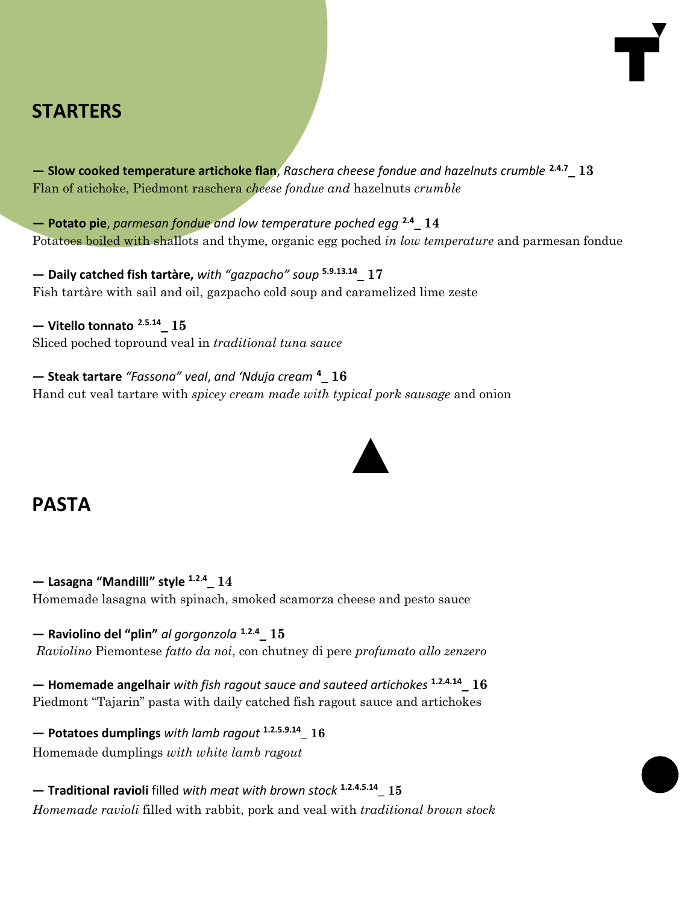## STARTERS

**— Slow cooked temperature artichoke flan**, *Raschera cheese fondue and hazelnuts crumble* [2.4.7] **_ 13**
Flan of atichoke, Piedmont raschera *cheese fondue and* hazelnuts *crumble*

**— Potato pie**, *parmesan fondue and low temperature poched egg* [2.4] **_ 14**
Potatoes boiled with shallots and thyme, organic egg poched *in low temperature* and parmesan fondue

**— Daily catched fish tartàre,** *with "gazpacho" soup* [5.9.13.14] **_ 17**
Fish tartàre with sail and oil, gazpacho cold soup and caramelized lime zeste

**— Vitello tonnato** [2.5.14] **_ 15**
Sliced poched topround veal in *traditional tuna sauce*

**— Steak tartare** *"Fassona" veal, and 'Nduja cream* [4] **_ 16**
Hand cut veal tartare with *spicey cream made with typical pork sausage* and onion

## PASTA

**— Lasagna "Mandilli" style** [1.2.4] **_ 14**
Homemade lasagna with spinach, smoked scamorza cheese and pesto sauce

**— Raviolino del "plin"** *al gorgonzola* [1.2.4] **_ 15**
*Raviolino* Piemontese *fatto da noi*, con chutney di pere *profumato allo zenzero*

**— Homemade angelhair** *with fish ragout sauce and sauteed artichokes* [1.2.4.14] **_ 16**
Piedmont "Tajarin" pasta with daily catched fish ragout sauce and artichokes

**— Potatoes dumplings** *with lamb ragout* [1.2.5.9.14] _ **16**
Homemade dumplings *with white lamb ragout*

**— Traditional ravioli** filled *with meat with brown stock* [1.2.4.5.14] _ **15**
*Homemade ravioli* filled with rabbit, pork and veal with *traditional brown stock*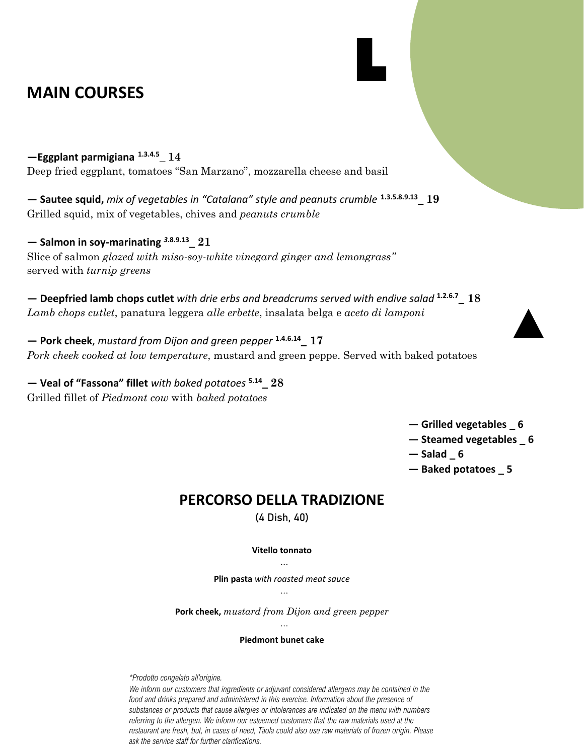# MAIN COURSES

**—Eggplant parmigiana** 1.3.4.5 _ **14**
Deep fried eggplant, tomatoes "San Marzano", mozzarella cheese and basil

**— Sautee squid,** *mix of vegetables in "Catalana" style and peanuts crumble* 1.3.5.8.9.13 **_ 19**
Grilled squid, mix of vegetables, chives and *peanuts crumble*

**— Salmon in soy-marinating** *3.8.9.13 _ **21**
Slice of salmon *glazed with miso-soy-white vinegard ginger and lemongrass"* served with *turnip greens*

**— Deepfried lamb chops cutlet** *with drie erbs and breadcrums served with endive salad* 1.2.6.7 **_ 18**
*Lamb chops cutlet*, panatura leggera *alle erbette*, insalata belga e *aceto di lamponi*

**— Pork cheek**, *mustard from Dijon and green pepper* 1.4.6.14 **_ 17**
*Pork cheek cooked at low temperature*, mustard and green peppe. Served with baked potatoes

**— Veal of "Fassona" fillet** *with baked potatoes* 5.14 **_ 28**
Grilled fillet of *Piedmont cow* with *baked potatoes*

**— Grilled vegetables _ 6**
**— Steamed vegetables _ 6**
**— Salad _ 6**
**— Baked potatoes _ 5**

## PERCORSO DELLA TRADIZIONE

(4 Dish, 40)

**Vitello tonnato**

…

**Plin pasta** *with roasted meat sauce*

…

**Pork cheek,** *mustard from Dijon and green pepper*

…

**Piedmont bunet cake**

*\*Prodotto congelato all'origine.*
*We inform our customers that ingredients or adjuvant considered allergens may be contained in the food and drinks prepared and administered in this exercise. Information about the presence of substances or products that cause allergies or intolerances are indicated on the menu with numbers referring to the allergen. We inform our esteemed customers that the raw materials used at the restaurant are fresh, but, in cases of need, Tàola could also use raw materials of frozen origin. Please ask the service staff for further clarifications.*